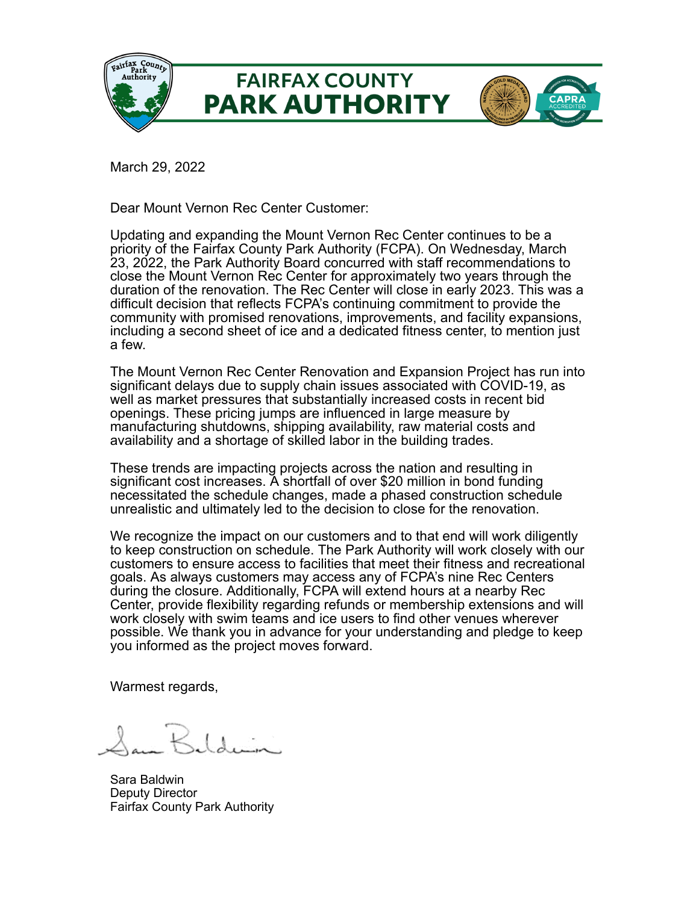# FAIRFAX COUNTY PARK AUTHORITY

March 29, 2022

Dear Mount Vernon Rec Center Customer:

Updating and expanding the Mount Vernon Rec Center continues to be a priority of the Fairfax County Park Authority (FCPA). On Wednesday, March 23, 2022, the Park Authority Board concurred with staff recommendations to close the Mount Vernon Rec Center for approximately two years through the duration of the renovation. The Rec Center will close in early 2023. This was a difficult decision that reflects FCPA's continuing commitment to provide the community with promised renovations, improvements, and facility expansions, including a second sheet of ice and a dedicated fitness center, to mention just a few.

The Mount Vernon Rec Center Renovation and Expansion Project has run into significant delays due to supply chain issues associated with COVID-19, as well as market pressures that substantially increased costs in recent bid openings. These pricing jumps are influenced in large measure by manufacturing shutdowns, shipping availability, raw material costs and availability and a shortage of skilled labor in the building trades.

These trends are impacting projects across the nation and resulting in significant cost increases. A shortfall of over $20 million in bond funding necessitated the schedule changes, made a phased construction schedule unrealistic and ultimately led to the decision to close for the renovation.

We recognize the impact on our customers and to that end will work diligently to keep construction on schedule. The Park Authority will work closely with our customers to ensure access to facilities that meet their fitness and recreational goals. As always customers may access any of FCPA's nine Rec Centers during the closure. Additionally, FCPA will extend hours at a nearby Rec Center, provide flexibility regarding refunds or membership extensions and will work closely with swim teams and ice users to find other venues wherever possible. We thank you in advance for your understanding and pledge to keep you informed as the project moves forward.

Warmest regards,

Sara Baldwin
Deputy Director
Fairfax County Park Authority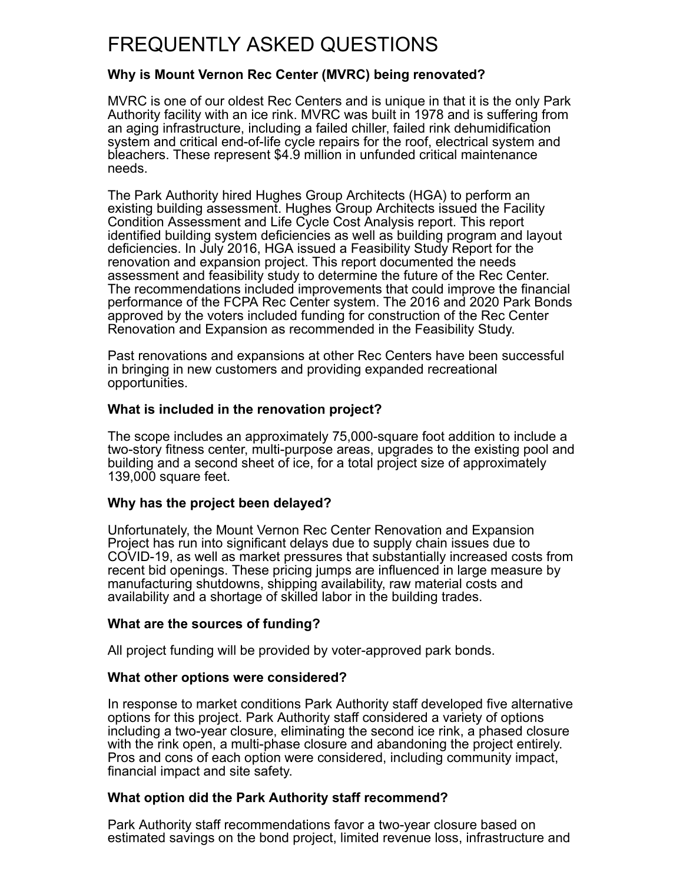# FREQUENTLY ASKED QUESTIONS

### Why is Mount Vernon Rec Center (MVRC) being renovated?

MVRC is one of our oldest Rec Centers and is unique in that it is the only Park Authority facility with an ice rink. MVRC was built in 1978 and is suffering from an aging infrastructure, including a failed chiller, failed rink dehumidification system and critical end-of-life cycle repairs for the roof, electrical system and bleachers. These represent $4.9 million in unfunded critical maintenance needs.

The Park Authority hired Hughes Group Architects (HGA) to perform an existing building assessment. Hughes Group Architects issued the Facility Condition Assessment and Life Cycle Cost Analysis report. This report identified building system deficiencies as well as building program and layout deficiencies. In July 2016, HGA issued a Feasibility Study Report for the renovation and expansion project. This report documented the needs assessment and feasibility study to determine the future of the Rec Center. The recommendations included improvements that could improve the financial performance of the FCPA Rec Center system. The 2016 and 2020 Park Bonds approved by the voters included funding for construction of the Rec Center Renovation and Expansion as recommended in the Feasibility Study.

Past renovations and expansions at other Rec Centers have been successful in bringing in new customers and providing expanded recreational opportunities.

### What is included in the renovation project?

The scope includes an approximately 75,000-square foot addition to include a two-story fitness center, multi-purpose areas, upgrades to the existing pool and building and a second sheet of ice, for a total project size of approximately 139,000 square feet.

### Why has the project been delayed?

Unfortunately, the Mount Vernon Rec Center Renovation and Expansion Project has run into significant delays due to supply chain issues due to COVID-19, as well as market pressures that substantially increased costs from recent bid openings. These pricing jumps are influenced in large measure by manufacturing shutdowns, shipping availability, raw material costs and availability and a shortage of skilled labor in the building trades.

### What are the sources of funding?

All project funding will be provided by voter-approved park bonds.

### What other options were considered?

In response to market conditions Park Authority staff developed five alternative options for this project. Park Authority staff considered a variety of options including a two-year closure, eliminating the second ice rink, a phased closure with the rink open, a multi-phase closure and abandoning the project entirely. Pros and cons of each option were considered, including community impact, financial impact and site safety.

### What option did the Park Authority staff recommend?

Park Authority staff recommendations favor a two-year closure based on estimated savings on the bond project, limited revenue loss, infrastructure and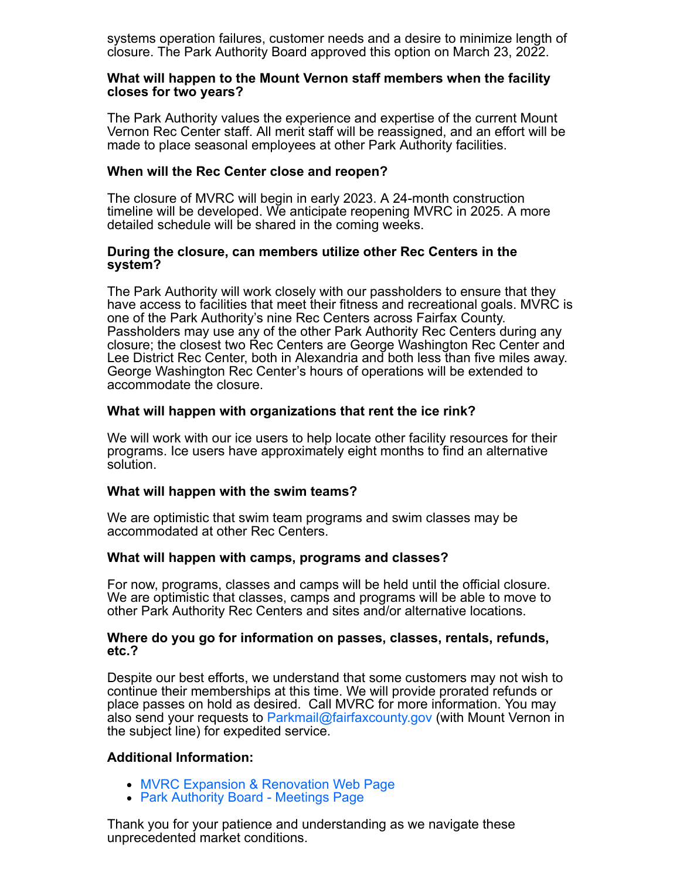systems operation failures, customer needs and a desire to minimize length of closure. The Park Authority Board approved this option on March 23, 2022.

**What will happen to the Mount Vernon staff members when the facility closes for two years?**

The Park Authority values the experience and expertise of the current Mount Vernon Rec Center staff. All merit staff will be reassigned, and an effort will be made to place seasonal employees at other Park Authority facilities.

**When will the Rec Center close and reopen?**

The closure of MVRC will begin in early 2023. A 24-month construction timeline will be developed. We anticipate reopening MVRC in 2025. A more detailed schedule will be shared in the coming weeks.

**During the closure, can members utilize other Rec Centers in the system?**

The Park Authority will work closely with our passholders to ensure that they have access to facilities that meet their fitness and recreational goals. MVRC is one of the Park Authority's nine Rec Centers across Fairfax County. Passholders may use any of the other Park Authority Rec Centers during any closure; the closest two Rec Centers are George Washington Rec Center and Lee District Rec Center, both in Alexandria and both less than five miles away. George Washington Rec Center's hours of operations will be extended to accommodate the closure.

**What will happen with organizations that rent the ice rink?**

We will work with our ice users to help locate other facility resources for their programs. Ice users have approximately eight months to find an alternative solution.

**What will happen with the swim teams?**

We are optimistic that swim team programs and swim classes may be accommodated at other Rec Centers.

**What will happen with camps, programs and classes?**

For now, programs, classes and camps will be held until the official closure. We are optimistic that classes, camps and programs will be able to move to other Park Authority Rec Centers and sites and/or alternative locations.

**Where do you go for information on passes, classes, rentals, refunds, etc.?**

Despite our best efforts, we understand that some customers may not wish to continue their memberships at this time. We will provide prorated refunds or place passes on hold as desired. Call MVRC for more information. You may also send your requests to Parkmail@fairfaxcounty.gov (with Mount Vernon in the subject line) for expedited service.

**Additional Information:**

- MVRC Expansion & Renovation Web Page
- Park Authority Board - Meetings Page

Thank you for your patience and understanding as we navigate these unprecedented market conditions.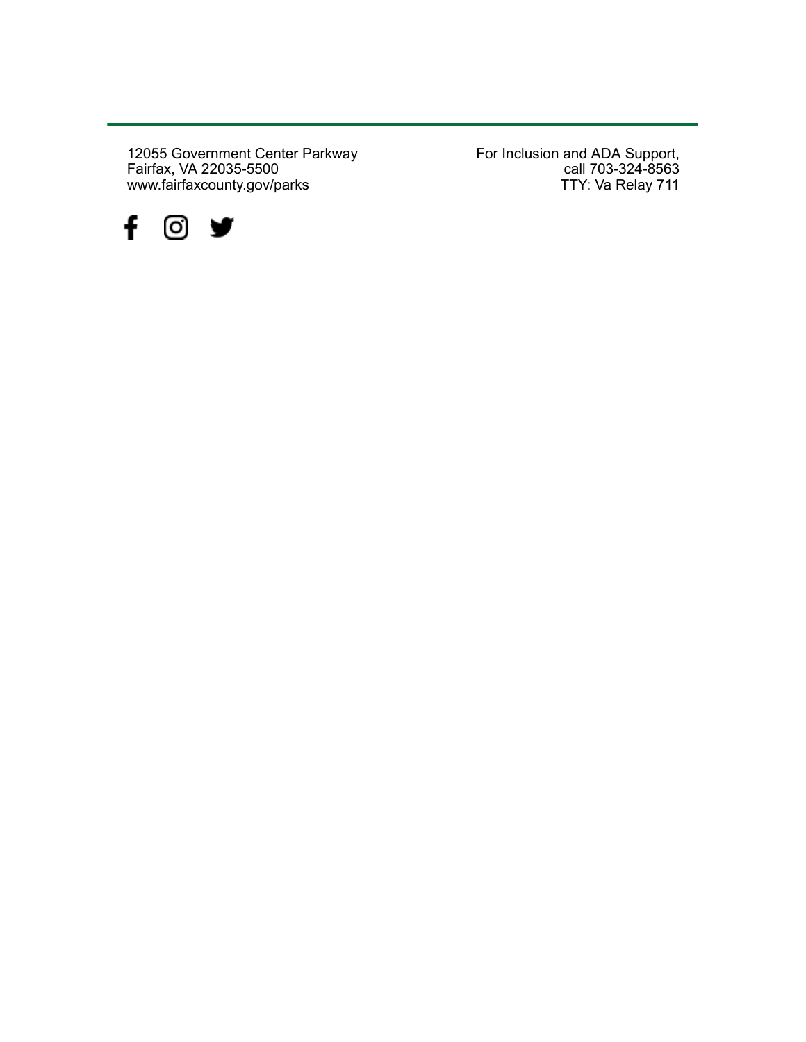12055 Government Center Parkway
Fairfax, VA 22035-5500
www.fairfaxcounty.gov/parks

For Inclusion and ADA Support,
call 703-324-8563
TTY: Va Relay 711